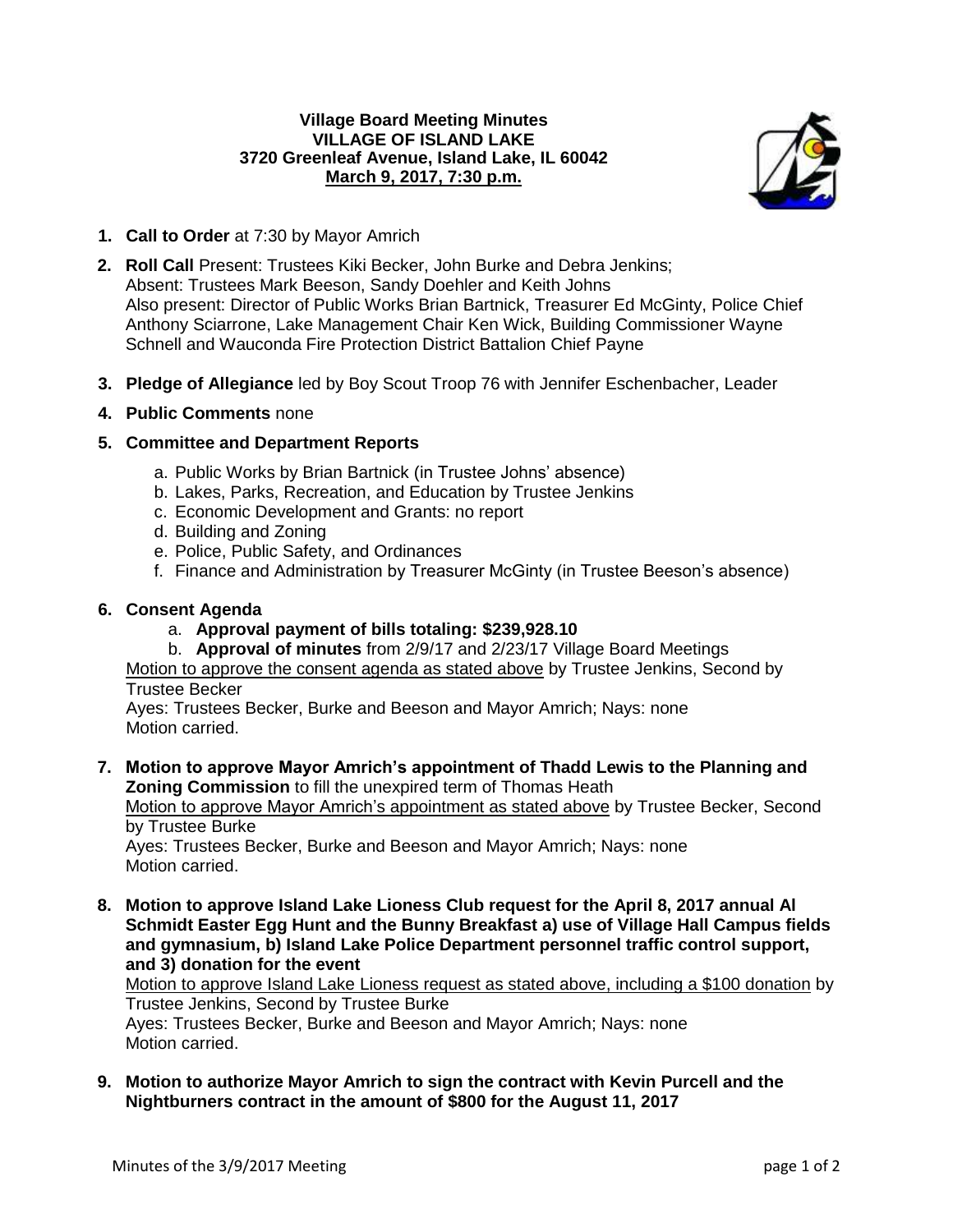**Village Board Meeting Minutes**
**VILLAGE OF ISLAND LAKE**
**3720 Greenleaf Avenue, Island Lake, IL 60042**
**March 9, 2017, 7:30 p.m.**

1. **Call to Order** at 7:30 by Mayor Amrich
2. **Roll Call** Present: Trustees Kiki Becker, John Burke and Debra Jenkins;
   Absent: Trustees Mark Beeson, Sandy Doehler and Keith Johns
   Also present: Director of Public Works Brian Bartnick, Treasurer Ed McGinty, Police Chief Anthony Sciarrone, Lake Management Chair Ken Wick, Building Commissioner Wayne Schnell and Wauconda Fire Protection District Battalion Chief Payne
3. **Pledge of Allegiance** led by Boy Scout Troop 76 with Jennifer Eschenbacher, Leader
4. **Public Comments** none
5. **Committee and Department Reports**
   a. Public Works by Brian Bartnick (in Trustee Johns' absence)
   b. Lakes, Parks, Recreation, and Education by Trustee Jenkins
   c. Economic Development and Grants: no report
   d. Building and Zoning
   e. Police, Public Safety, and Ordinances
   f. Finance and Administration by Treasurer McGinty (in Trustee Beeson's absence)
6. **Consent Agenda**
   a. **Approval payment of bills totaling: $239,928.10**
   b. **Approval of minutes** from 2/9/17 and 2/23/17 Village Board Meetings

   Motion to approve the consent agenda as stated above by Trustee Jenkins, Second by Trustee Becker
   Ayes: Trustees Becker, Burke and Beeson and Mayor Amrich; Nays: none
   Motion carried.
7. **Motion to approve Mayor Amrich's appointment of Thadd Lewis to the Planning and Zoning Commission** to fill the unexpired term of Thomas Heath
   Motion to approve Mayor Amrich's appointment as stated above by Trustee Becker, Second by Trustee Burke
   Ayes: Trustees Becker, Burke and Beeson and Mayor Amrich; Nays: none
   Motion carried.
8. **Motion to approve Island Lake Lioness Club request for the April 8, 2017 annual Al Schmidt Easter Egg Hunt and the Bunny Breakfast a) use of Village Hall Campus fields and gymnasium, b) Island Lake Police Department personnel traffic control support, and 3) donation for the event**
   Motion to approve Island Lake Lioness request as stated above, including a $100 donation by Trustee Jenkins, Second by Trustee Burke
   Ayes: Trustees Becker, Burke and Beeson and Mayor Amrich; Nays: none
   Motion carried.
9. **Motion to authorize Mayor Amrich to sign the contract with Kevin Purcell and the Nightburners contract in the amount of $800 for the August 11, 2017**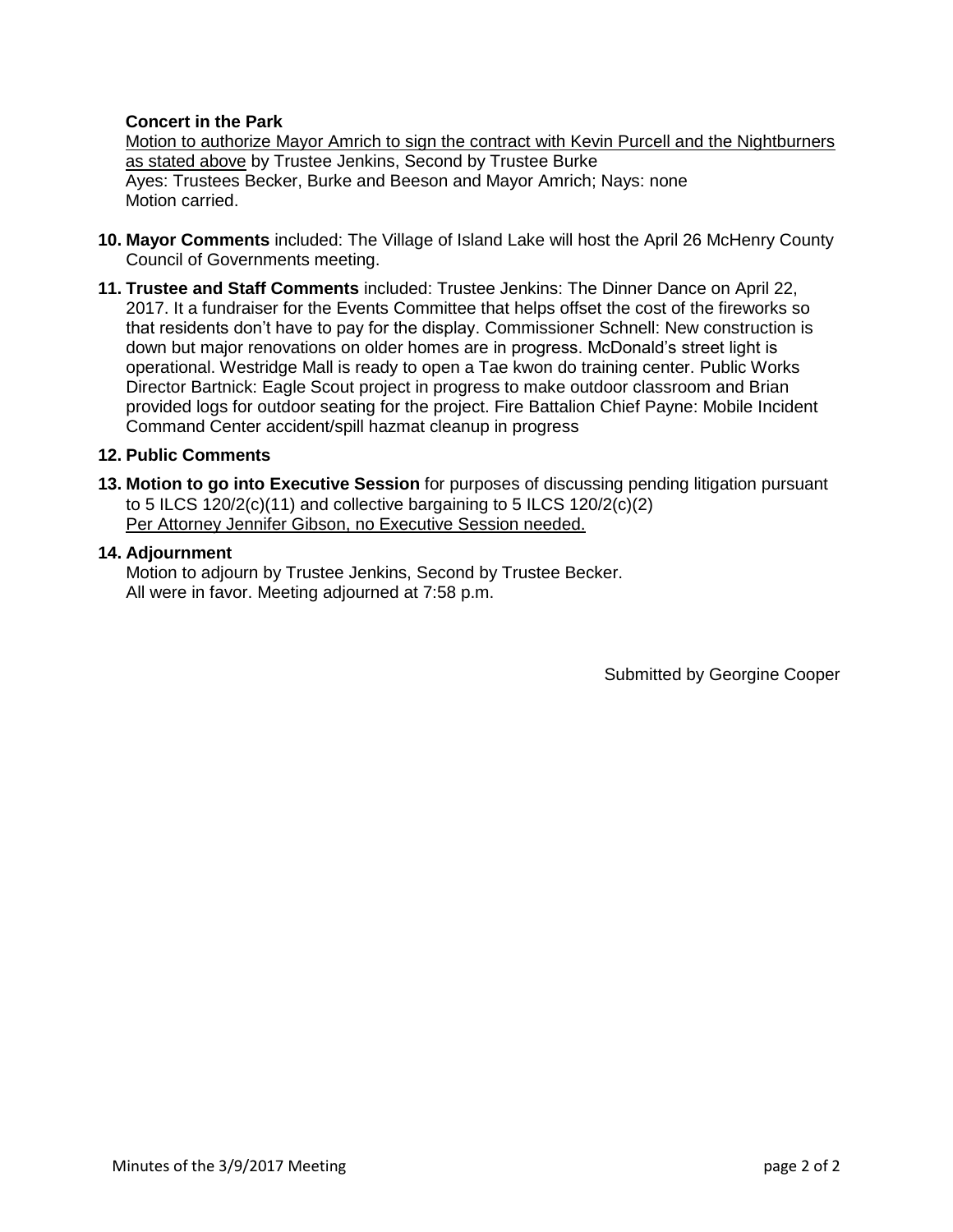**Concert in the Park**

Motion to authorize Mayor Amrich to sign the contract with Kevin Purcell and the Nightburners as stated above by Trustee Jenkins, Second by Trustee Burke
Ayes: Trustees Becker, Burke and Beeson and Mayor Amrich; Nays: none
Motion carried.

10. **Mayor Comments** included: The Village of Island Lake will host the April 26 McHenry County Council of Governments meeting.

11. **Trustee and Staff Comments** included: Trustee Jenkins: The Dinner Dance on April 22, 2017. It a fundraiser for the Events Committee that helps offset the cost of the fireworks so that residents don't have to pay for the display. Commissioner Schnell: New construction is down but major renovations on older homes are in progress. McDonald's street light is operational. Westridge Mall is ready to open a Tae kwon do training center. Public Works Director Bartnick: Eagle Scout project in progress to make outdoor classroom and Brian provided logs for outdoor seating for the project. Fire Battalion Chief Payne: Mobile Incident Command Center accident/spill hazmat cleanup in progress

12. **Public Comments**

13. **Motion to go into Executive Session** for purposes of discussing pending litigation pursuant to 5 ILCS 120/2(c)(11) and collective bargaining to 5 ILCS 120/2(c)(2)
Per Attorney Jennifer Gibson, no Executive Session needed.

14. **Adjournment**
Motion to adjourn by Trustee Jenkins, Second by Trustee Becker.
All were in favor. Meeting adjourned at 7:58 p.m.

Submitted by Georgine Cooper

Minutes of the 3/9/2017 Meeting